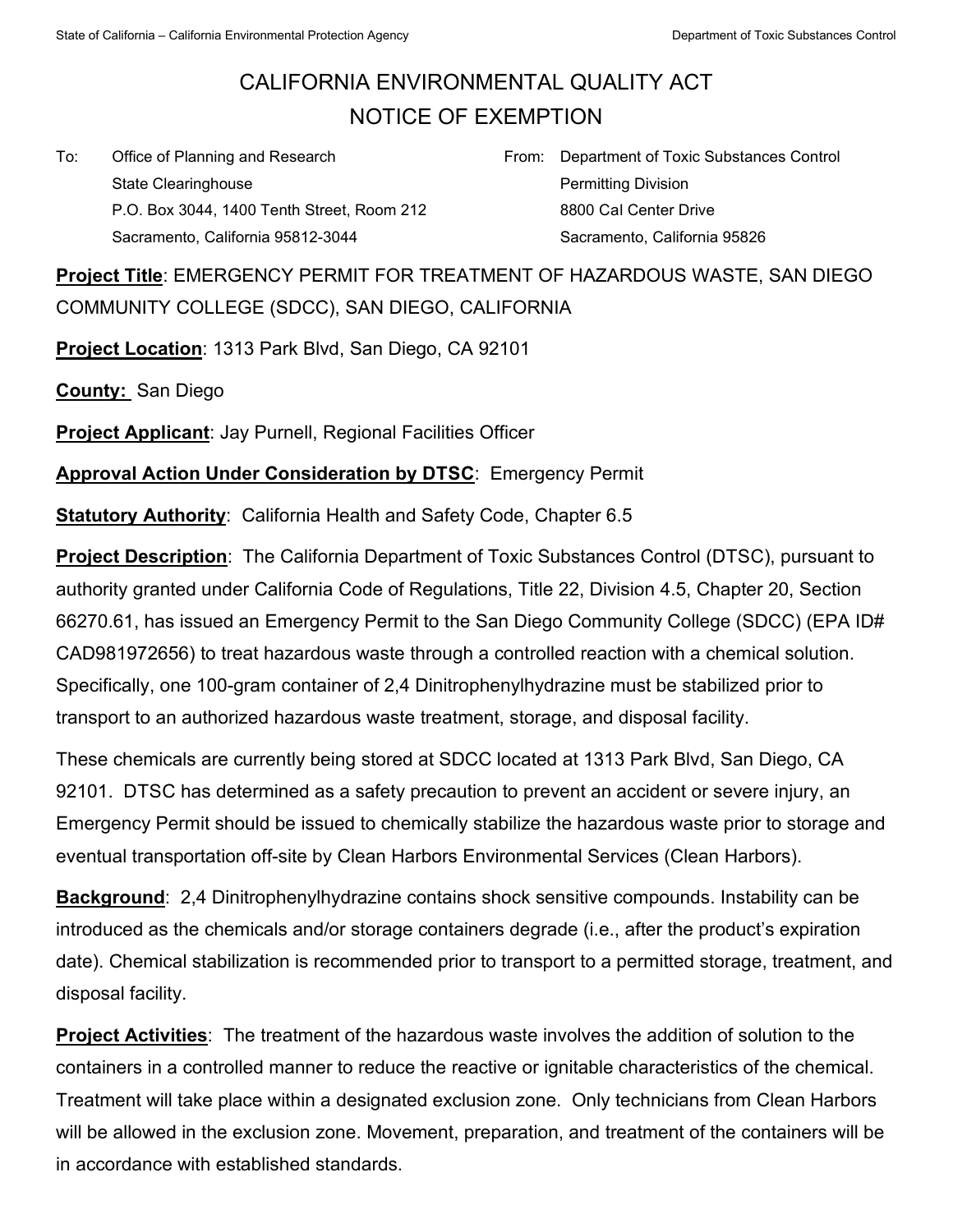# CALIFORNIA ENVIRONMENTAL QUALITY ACT
# NOTICE OF EXEMPTION

To: Office of Planning and Research
State Clearinghouse
P.O. Box 3044, 1400 Tenth Street, Room 212
Sacramento, California 95812-3044

From: Department of Toxic Substances Control
Permitting Division
8800 Cal Center Drive
Sacramento, California 95826

**Project Title**: EMERGENCY PERMIT FOR TREATMENT OF HAZARDOUS WASTE, SAN DIEGO COMMUNITY COLLEGE (SDCC), SAN DIEGO, CALIFORNIA

**Project Location**: 1313 Park Blvd, San Diego, CA 92101

**County:** San Diego

**Project Applicant**: Jay Purnell, Regional Facilities Officer

**Approval Action Under Consideration by DTSC**: Emergency Permit

**Statutory Authority**: California Health and Safety Code, Chapter 6.5

**Project Description**: The California Department of Toxic Substances Control (DTSC), pursuant to authority granted under California Code of Regulations, Title 22, Division 4.5, Chapter 20, Section 66270.61, has issued an Emergency Permit to the San Diego Community College (SDCC) (EPA ID# CAD981972656) to treat hazardous waste through a controlled reaction with a chemical solution. Specifically, one 100-gram container of 2,4 Dinitrophenylhydrazine must be stabilized prior to transport to an authorized hazardous waste treatment, storage, and disposal facility.

These chemicals are currently being stored at SDCC located at 1313 Park Blvd, San Diego, CA 92101. DTSC has determined as a safety precaution to prevent an accident or severe injury, an Emergency Permit should be issued to chemically stabilize the hazardous waste prior to storage and eventual transportation off-site by Clean Harbors Environmental Services (Clean Harbors).

**Background**: 2,4 Dinitrophenylhydrazine contains shock sensitive compounds. Instability can be introduced as the chemicals and/or storage containers degrade (i.e., after the product's expiration date). Chemical stabilization is recommended prior to transport to a permitted storage, treatment, and disposal facility.

**Project Activities**: The treatment of the hazardous waste involves the addition of solution to the containers in a controlled manner to reduce the reactive or ignitable characteristics of the chemical. Treatment will take place within a designated exclusion zone. Only technicians from Clean Harbors will be allowed in the exclusion zone. Movement, preparation, and treatment of the containers will be in accordance with established standards.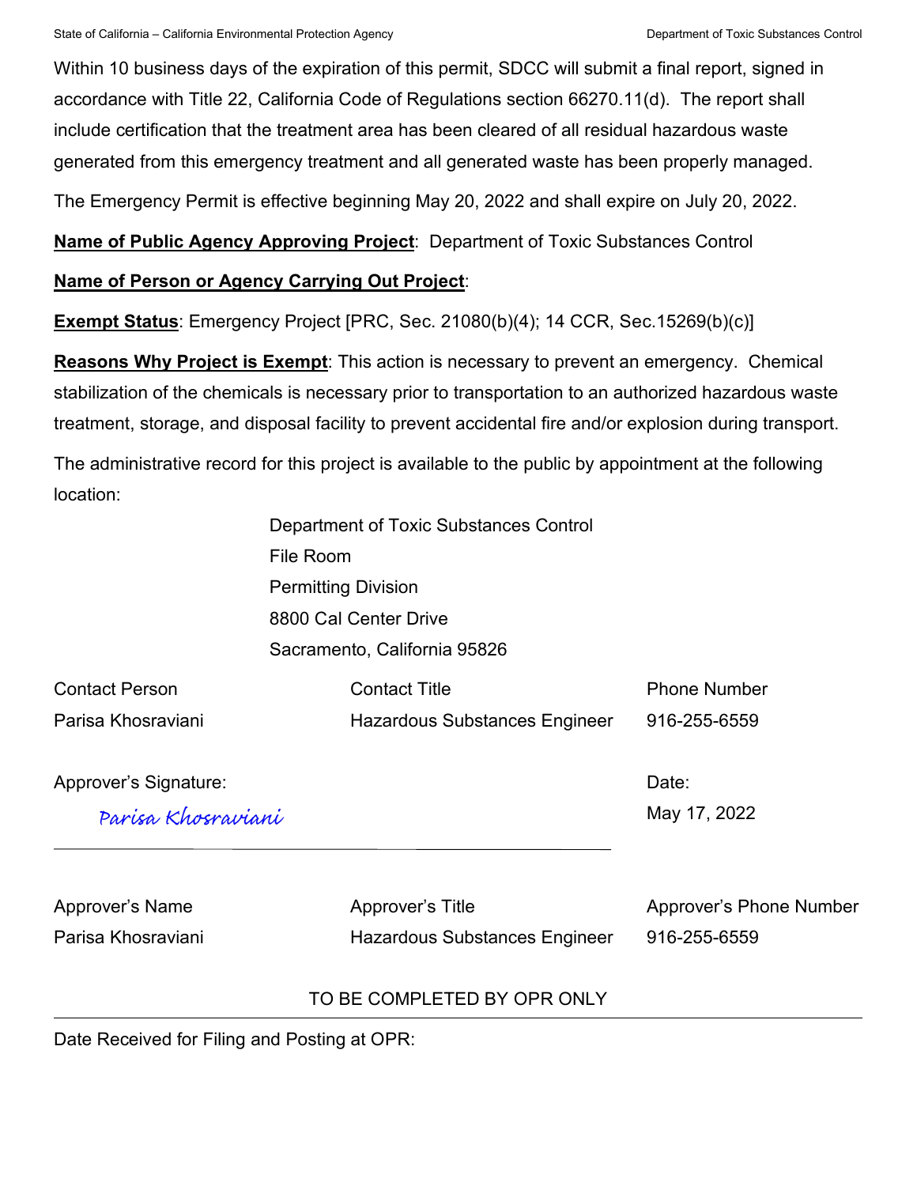Within 10 business days of the expiration of this permit, SDCC will submit a final report, signed in accordance with Title 22, California Code of Regulations section 66270.11(d). The report shall include certification that the treatment area has been cleared of all residual hazardous waste generated from this emergency treatment and all generated waste has been properly managed.

The Emergency Permit is effective beginning May 20, 2022 and shall expire on July 20, 2022.

**Name of Public Agency Approving Project**: Department of Toxic Substances Control

**Name of Person or Agency Carrying Out Project**:

**Exempt Status**: Emergency Project [PRC, Sec. 21080(b)(4); 14 CCR, Sec.15269(b)(c)]

**Reasons Why Project is Exempt**: This action is necessary to prevent an emergency. Chemical stabilization of the chemicals is necessary prior to transportation to an authorized hazardous waste treatment, storage, and disposal facility to prevent accidental fire and/or explosion during transport.

The administrative record for this project is available to the public by appointment at the following location:

Department of Toxic Substances Control
File Room
Permitting Division
8800 Cal Center Drive
Sacramento, California 95826

| Contact Person | Contact Title | Phone Number |
| --- | --- | --- |
| Parisa Khosraviani | Hazardous Substances Engineer | 916-255-6559 |

Approver's Signature: *Parisa Khosraviani*

Date: May 17, 2022

| Approver's Name | Approver's Title | Approver's Phone Number |
| --- | --- | --- |
| Parisa Khosraviani | Hazardous Substances Engineer | 916-255-6559 |

TO BE COMPLETED BY OPR ONLY

Date Received for Filing and Posting at OPR: